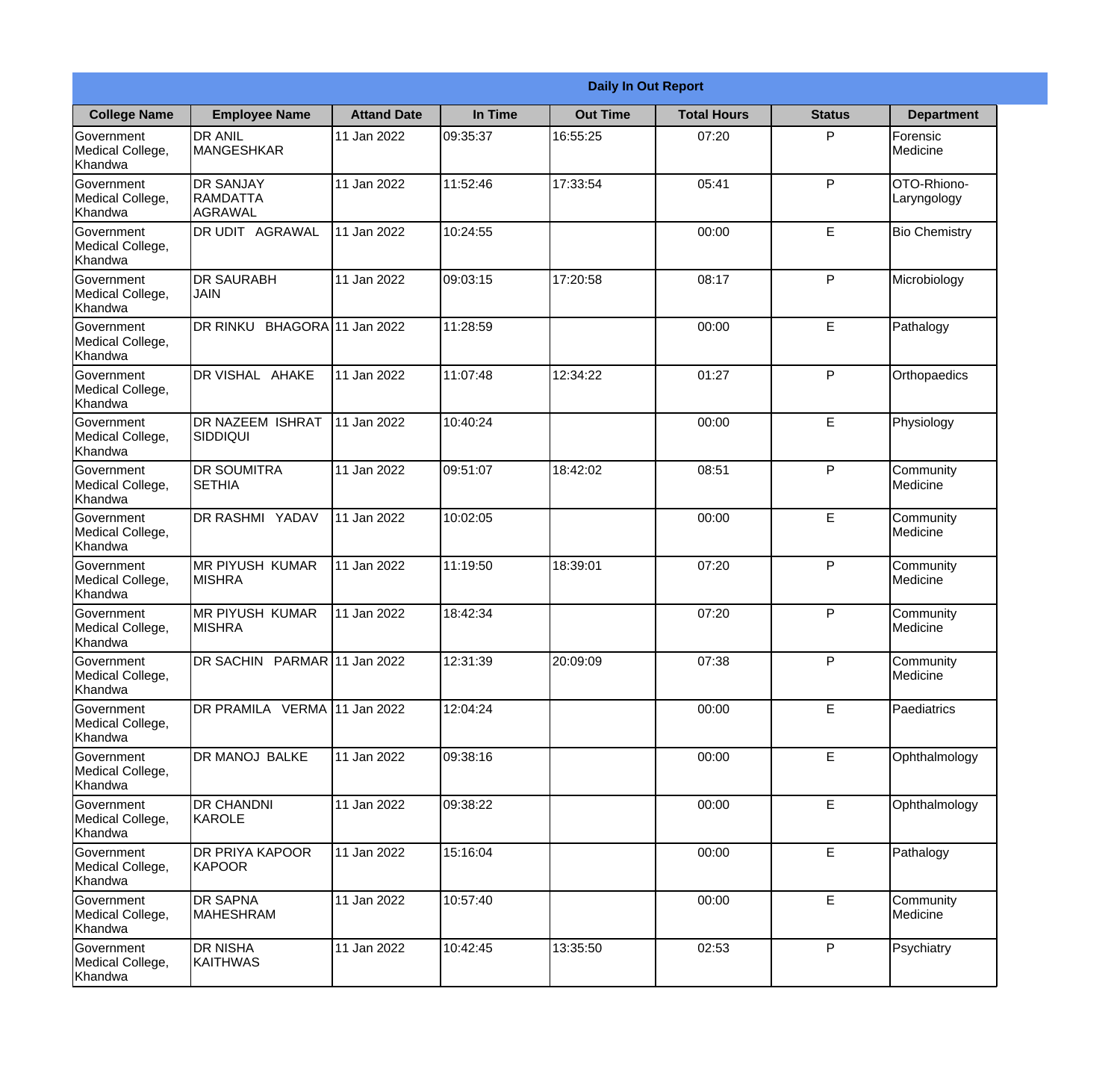## Daily In Out Report

| College Name | Employee Name | Attand Date | In Time | Out Time | Total Hours | Status | Department |
|---|---|---|---|---|---|---|---|
| Government Medical College, Khandwa | DR ANIL MANGESHKAR | 11 Jan 2022 | 09:35:37 | 16:55:25 | 07:20 | P | Forensic Medicine |
| Government Medical College, Khandwa | DR SANJAY RAMDATTA AGRAWAL | 11 Jan 2022 | 11:52:46 | 17:33:54 | 05:41 | P | OTO-Rhiono-Laryngology |
| Government Medical College, Khandwa | DR UDIT AGRAWAL | 11 Jan 2022 | 10:24:55 | | 00:00 | E | Bio Chemistry |
| Government Medical College, Khandwa | DR SAURABH JAIN | 11 Jan 2022 | 09:03:15 | 17:20:58 | 08:17 | P | Microbiology |
| Government Medical College, Khandwa | DR RINKU BHAGORA | 11 Jan 2022 | 11:28:59 | | 00:00 | E | Pathalogy |
| Government Medical College, Khandwa | DR VISHAL AHAKE | 11 Jan 2022 | 11:07:48 | 12:34:22 | 01:27 | P | Orthopaedics |
| Government Medical College, Khandwa | DR NAZEEM ISHRAT SIDDIQUI | 11 Jan 2022 | 10:40:24 | | 00:00 | E | Physiology |
| Government Medical College, Khandwa | DR SOUMITRA SETHIA | 11 Jan 2022 | 09:51:07 | 18:42:02 | 08:51 | P | Community Medicine |
| Government Medical College, Khandwa | DR RASHMI YADAV | 11 Jan 2022 | 10:02:05 | | 00:00 | E | Community Medicine |
| Government Medical College, Khandwa | MR PIYUSH KUMAR MISHRA | 11 Jan 2022 | 11:19:50 | 18:39:01 | 07:20 | P | Community Medicine |
| Government Medical College, Khandwa | MR PIYUSH KUMAR MISHRA | 11 Jan 2022 | 18:42:34 | | 07:20 | P | Community Medicine |
| Government Medical College, Khandwa | DR SACHIN PARMAR | 11 Jan 2022 | 12:31:39 | 20:09:09 | 07:38 | P | Community Medicine |
| Government Medical College, Khandwa | DR PRAMILA VERMA | 11 Jan 2022 | 12:04:24 | | 00:00 | E | Paediatrics |
| Government Medical College, Khandwa | DR MANOJ BALKE | 11 Jan 2022 | 09:38:16 | | 00:00 | E | Ophthalmology |
| Government Medical College, Khandwa | DR CHANDNI KAROLE | 11 Jan 2022 | 09:38:22 | | 00:00 | E | Ophthalmology |
| Government Medical College, Khandwa | DR PRIYA KAPOOR KAPOOR | 11 Jan 2022 | 15:16:04 | | 00:00 | E | Pathalogy |
| Government Medical College, Khandwa | DR SAPNA MAHESHRAM | 11 Jan 2022 | 10:57:40 | | 00:00 | E | Community Medicine |
| Government Medical College, Khandwa | DR NISHA KAITHWAS | 11 Jan 2022 | 10:42:45 | 13:35:50 | 02:53 | P | Psychiatry |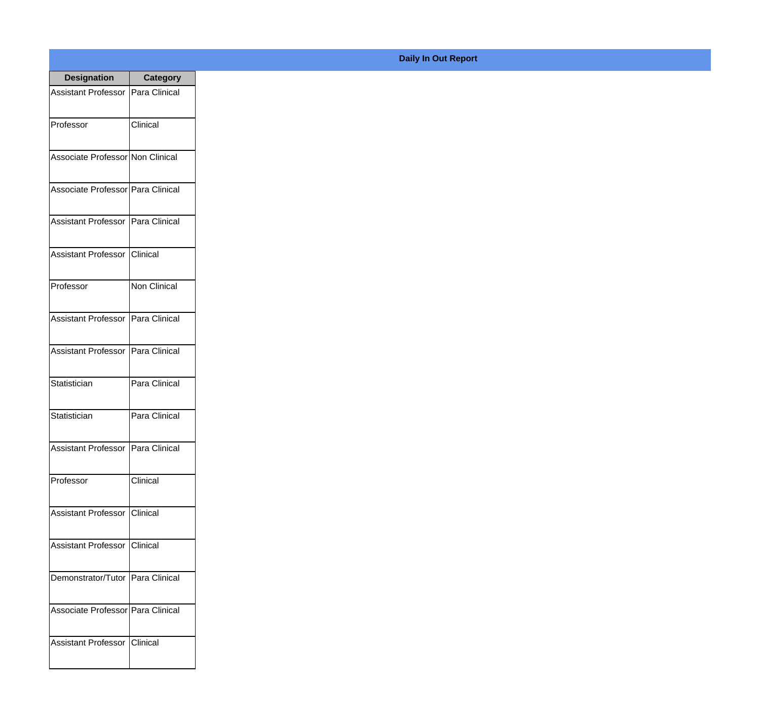**Daily In Out Report**

| Designation | Category |
|---|---|
| Assistant Professor | Para Clinical |
| Professor | Clinical |
| Associate Professor | Non Clinical |
| Associate Professor | Para Clinical |
| Assistant Professor | Para Clinical |
| Assistant Professor | Clinical |
| Professor | Non Clinical |
| Assistant Professor | Para Clinical |
| Assistant Professor | Para Clinical |
| Statistician | Para Clinical |
| Statistician | Para Clinical |
| Assistant Professor | Para Clinical |
| Professor | Clinical |
| Assistant Professor | Clinical |
| Assistant Professor | Clinical |
| Demonstrator/Tutor | Para Clinical |
| Associate Professor | Para Clinical |
| Assistant Professor | Clinical |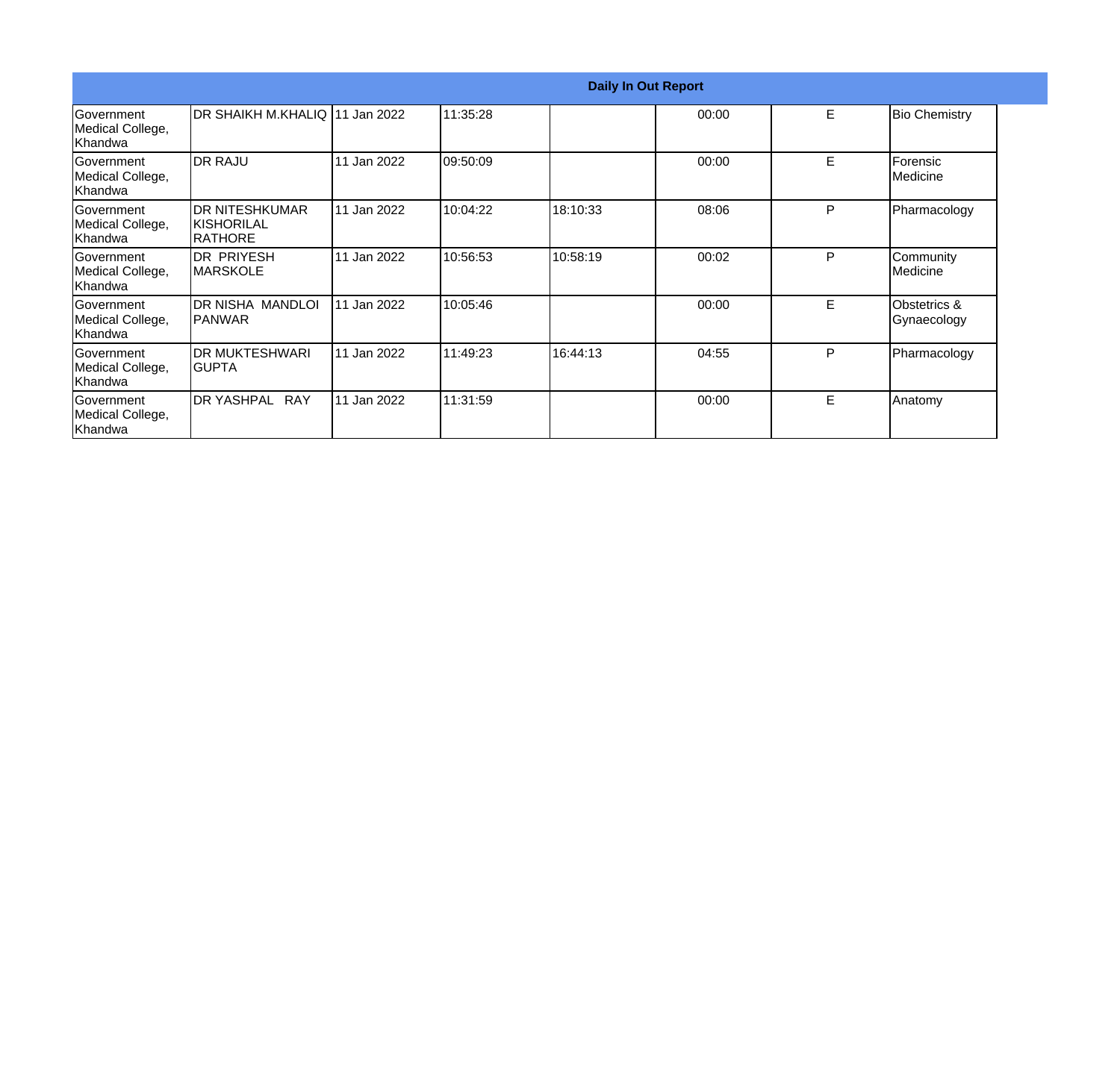| Daily In Out Report | | | | | | | |
|---|---|---|---|---|---|---|---|
| Government Medical College, Khandwa | DR SHAIKH M.KHALIQ | 11 Jan 2022 | 11:35:28 | | 00:00 | E | Bio Chemistry |
| Government Medical College, Khandwa | DR RAJU | 11 Jan 2022 | 09:50:09 | | 00:00 | E | Forensic Medicine |
| Government Medical College, Khandwa | DR NITESHKUMAR KISHORILAL RATHORE | 11 Jan 2022 | 10:04:22 | 18:10:33 | 08:06 | P | Pharmacology |
| Government Medical College, Khandwa | DR PRIYESH MARSKOLE | 11 Jan 2022 | 10:56:53 | 10:58:19 | 00:02 | P | Community Medicine |
| Government Medical College, Khandwa | DR NISHA MANDLOI PANWAR | 11 Jan 2022 | 10:05:46 | | 00:00 | E | Obstetrics & Gynaecology |
| Government Medical College, Khandwa | DR MUKTESHWARI GUPTA | 11 Jan 2022 | 11:49:23 | 16:44:13 | 04:55 | P | Pharmacology |
| Government Medical College, Khandwa | DR YASHPAL RAY | 11 Jan 2022 | 11:31:59 | | 00:00 | E | Anatomy |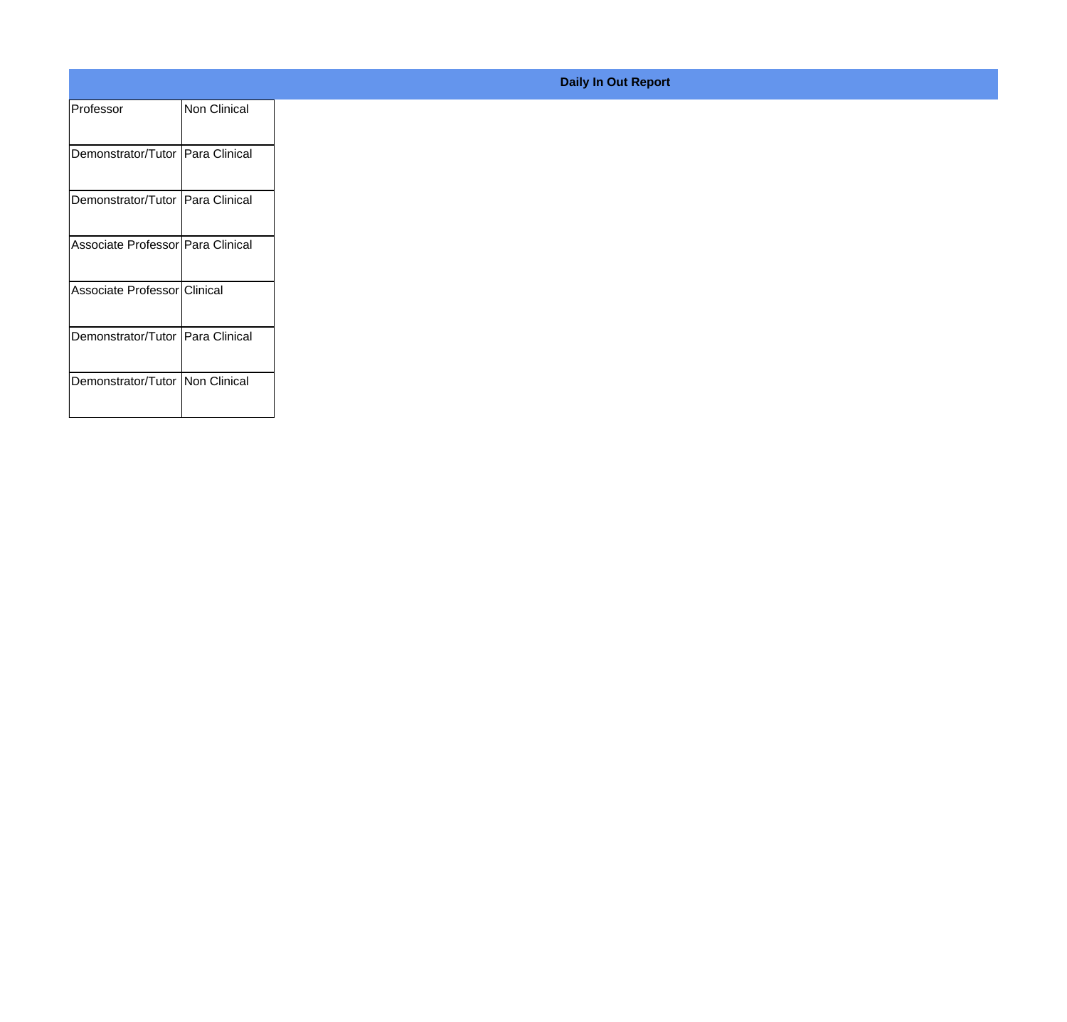**Daily In Out Report**

| | |
|---|---|
| Professor | Non Clinical |
| Demonstrator/Tutor | Para Clinical |
| Demonstrator/Tutor | Para Clinical |
| Associate Professor | Para Clinical |
| Associate Professor | Clinical |
| Demonstrator/Tutor | Para Clinical |
| Demonstrator/Tutor | Non Clinical |